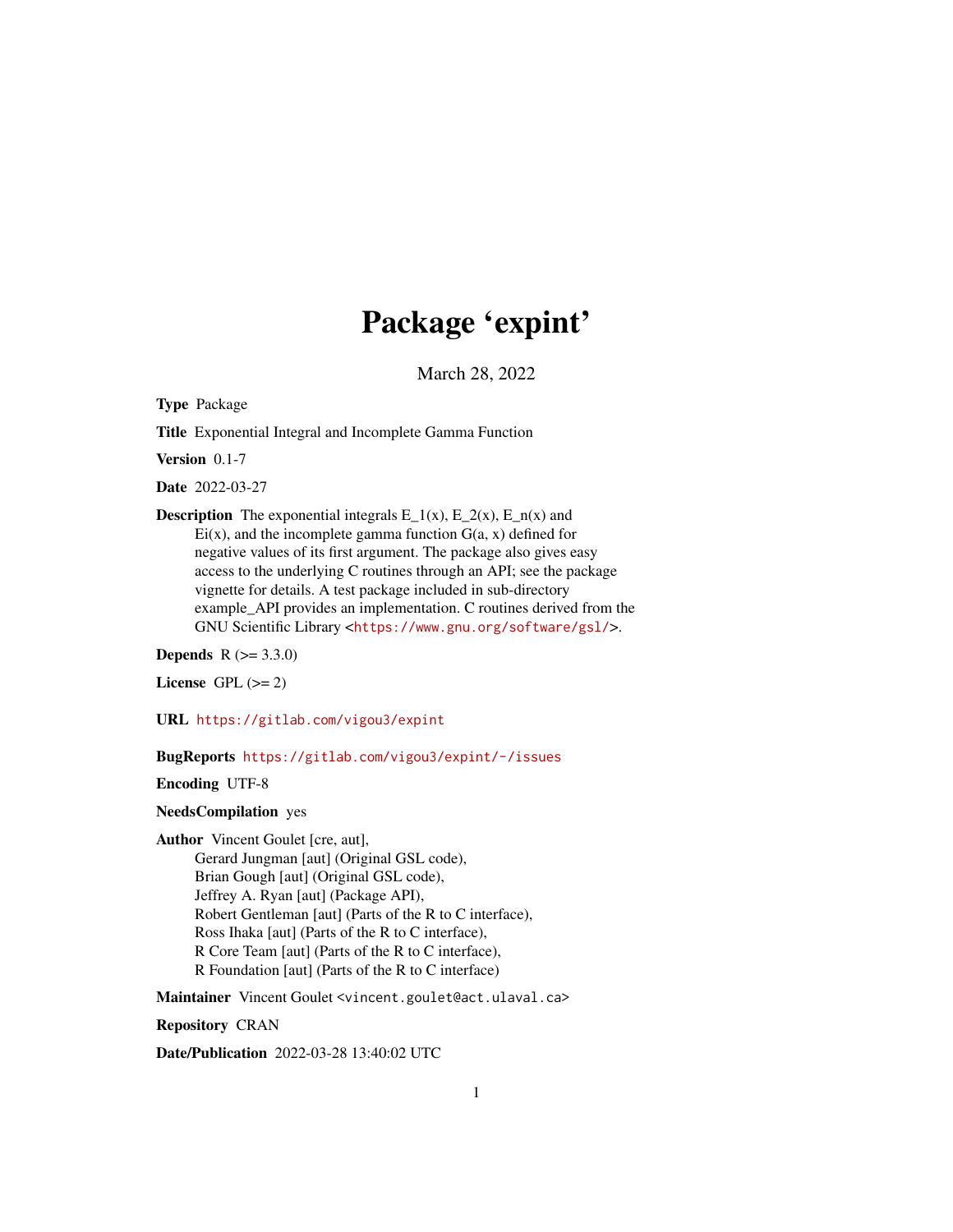# Package 'expint'

March 28, 2022

**Type** Package

**Title** Exponential Integral and Incomplete Gamma Function

**Version** 0.1-7

**Date** 2022-03-27

**Description** The exponential integrals E_1(x), E_2(x), E_n(x) and Ei(x), and the incomplete gamma function G(a, x) defined for negative values of its first argument. The package also gives easy access to the underlying C routines through an API; see the package vignette for details. A test package included in sub-directory example_API provides an implementation. C routines derived from the GNU Scientific Library <https://www.gnu.org/software/gsl/>.

**Depends** R (>= 3.3.0)

**License** GPL (>= 2)

**URL** https://gitlab.com/vigou3/expint

**BugReports** https://gitlab.com/vigou3/expint/-/issues

**Encoding** UTF-8

**NeedsCompilation** yes

**Author** Vincent Goulet [cre, aut],
Gerard Jungman [aut] (Original GSL code),
Brian Gough [aut] (Original GSL code),
Jeffrey A. Ryan [aut] (Package API),
Robert Gentleman [aut] (Parts of the R to C interface),
Ross Ihaka [aut] (Parts of the R to C interface),
R Core Team [aut] (Parts of the R to C interface),
R Foundation [aut] (Parts of the R to C interface)

**Maintainer** Vincent Goulet <vincent.goulet@act.ulaval.ca>

**Repository** CRAN

**Date/Publication** 2022-03-28 13:40:02 UTC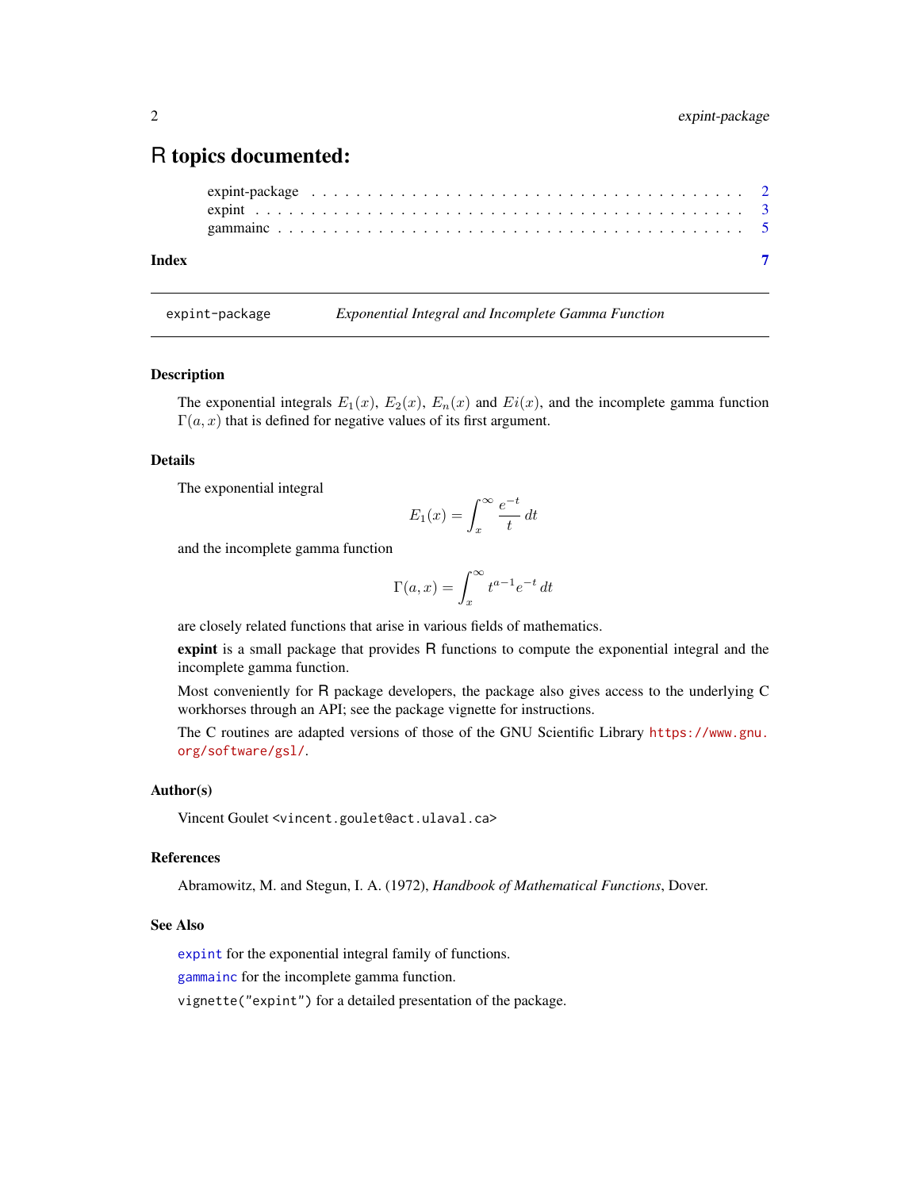# R topics documented:

expint-package . . . . . . . . . . . . . . . . . . . . . . . . . . . . . . . . . . . . . . 2
expint . . . . . . . . . . . . . . . . . . . . . . . . . . . . . . . . . . . . . . . . . . . 3
gammainc . . . . . . . . . . . . . . . . . . . . . . . . . . . . . . . . . . . . . . . . . 5

**Index** **7**

---

`expint-package` *Exponential Integral and Incomplete Gamma Function*

---

### Description

The exponential integrals $E_1(x)$, $E_2(x)$, $E_n(x)$ and $Ei(x)$, and the incomplete gamma function $\Gamma(a, x)$ that is defined for negative values of its first argument.

### Details

The exponential integral

$$E_1(x) = \int_x^\infty \frac{e^{-t}}{t}\, dt$$

and the incomplete gamma function

$$\Gamma(a, x) = \int_x^\infty t^{a-1} e^{-t}\, dt$$

are closely related functions that arise in various fields of mathematics.

**expint** is a small package that provides R functions to compute the exponential integral and the incomplete gamma function.

Most conveniently for R package developers, the package also gives access to the underlying C workhorses through an API; see the package vignette for instructions.

The C routines are adapted versions of those of the GNU Scientific Library `https://www.gnu.org/software/gsl/`.

### Author(s)

Vincent Goulet <vincent.goulet@act.ulaval.ca>

### References

Abramowitz, M. and Stegun, I. A. (1972), *Handbook of Mathematical Functions*, Dover.

### See Also

`expint` for the exponential integral family of functions.

`gammainc` for the incomplete gamma function.

`vignette("expint")` for a detailed presentation of the package.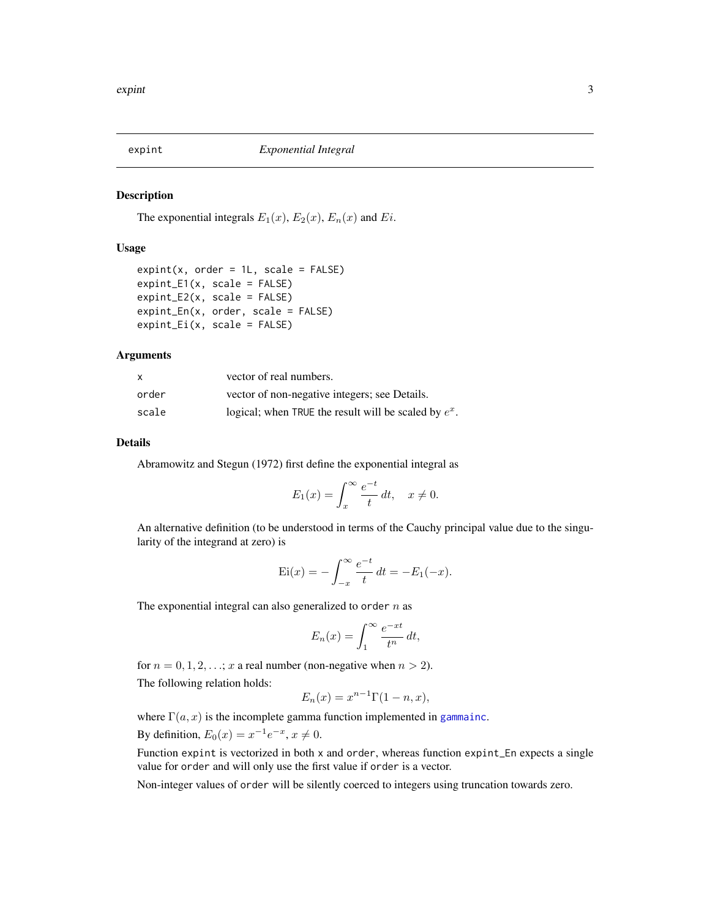## expint — *Exponential Integral*

### Description

The exponential integrals $E_1(x)$, $E_2(x)$, $E_n(x)$ and $Ei$.

### Usage

```
expint(x, order = 1L, scale = FALSE)
expint_E1(x, scale = FALSE)
expint_E2(x, scale = FALSE)
expint_En(x, order, scale = FALSE)
expint_Ei(x, scale = FALSE)
```

### Arguments

| | |
|---|---|
| `x` | vector of real numbers. |
| `order` | vector of non-negative integers; see Details. |
| `scale` | logical; when `TRUE` the result will be scaled by $e^x$. |

### Details

Abramowitz and Stegun (1972) first define the exponential integral as

$$E_1(x) = \int_x^\infty \frac{e^{-t}}{t}\, dt, \quad x \neq 0.$$

An alternative definition (to be understood in terms of the Cauchy principal value due to the singularity of the integrand at zero) is

$$\mathrm{Ei}(x) = -\int_{-x}^\infty \frac{e^{-t}}{t}\, dt = -E_1(-x).$$

The exponential integral can also generalized to `order` $n$ as

$$E_n(x) = \int_1^\infty \frac{e^{-xt}}{t^n}\, dt,$$

for $n = 0, 1, 2, \ldots$; $x$ a real number (non-negative when $n > 2$).

The following relation holds:

$$E_n(x) = x^{n-1}\Gamma(1-n, x),$$

where $\Gamma(a, x)$ is the incomplete gamma function implemented in `gammainc`.

By definition, $E_0(x) = x^{-1}e^{-x}$, $x \neq 0$.

Function `expint` is vectorized in both `x` and `order`, whereas function `expint_En` expects a single value for `order` and will only use the first value if `order` is a vector.

Non-integer values of `order` will be silently coerced to integers using truncation towards zero.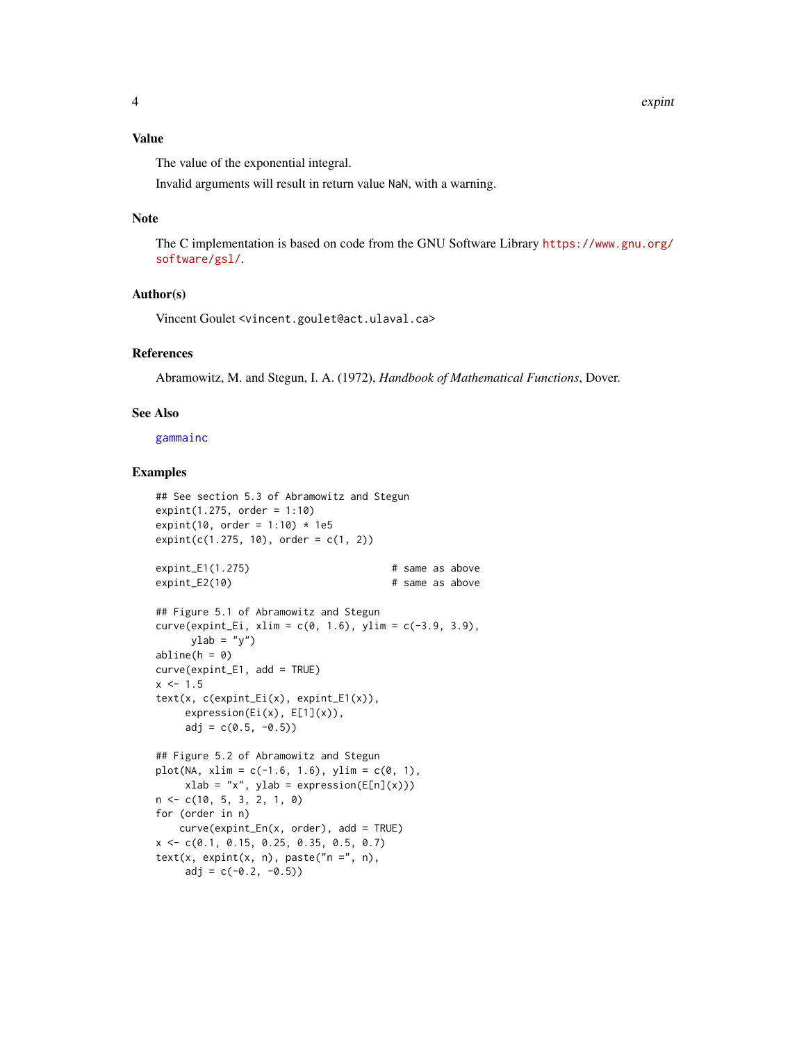## Value

The value of the exponential integral.

Invalid arguments will result in return value NaN, with a warning.

## Note

The C implementation is based on code from the GNU Software Library https://www.gnu.org/software/gsl/.

## Author(s)

Vincent Goulet <vincent.goulet@act.ulaval.ca>

## References

Abramowitz, M. and Stegun, I. A. (1972), *Handbook of Mathematical Functions*, Dover.

## See Also

gammainc

## Examples

```
## See section 5.3 of Abramowitz and Stegun
expint(1.275, order = 1:10)
expint(10, order = 1:10) * 1e5
expint(c(1.275, 10), order = c(1, 2))

expint_E1(1.275)                        # same as above
expint_E2(10)                           # same as above

## Figure 5.1 of Abramowitz and Stegun
curve(expint_Ei, xlim = c(0, 1.6), ylim = c(-3.9, 3.9),
      ylab = "y")
abline(h = 0)
curve(expint_E1, add = TRUE)
x <- 1.5
text(x, c(expint_Ei(x), expint_E1(x)),
     expression(Ei(x), E[1](x)),
     adj = c(0.5, -0.5))

## Figure 5.2 of Abramowitz and Stegun
plot(NA, xlim = c(-1.6, 1.6), ylim = c(0, 1),
     xlab = "x", ylab = expression(E[n](x)))
n <- c(10, 5, 3, 2, 1, 0)
for (order in n)
    curve(expint_En(x, order), add = TRUE)
x <- c(0.1, 0.15, 0.25, 0.35, 0.5, 0.7)
text(x, expint(x, n), paste("n =", n),
     adj = c(-0.2, -0.5))
```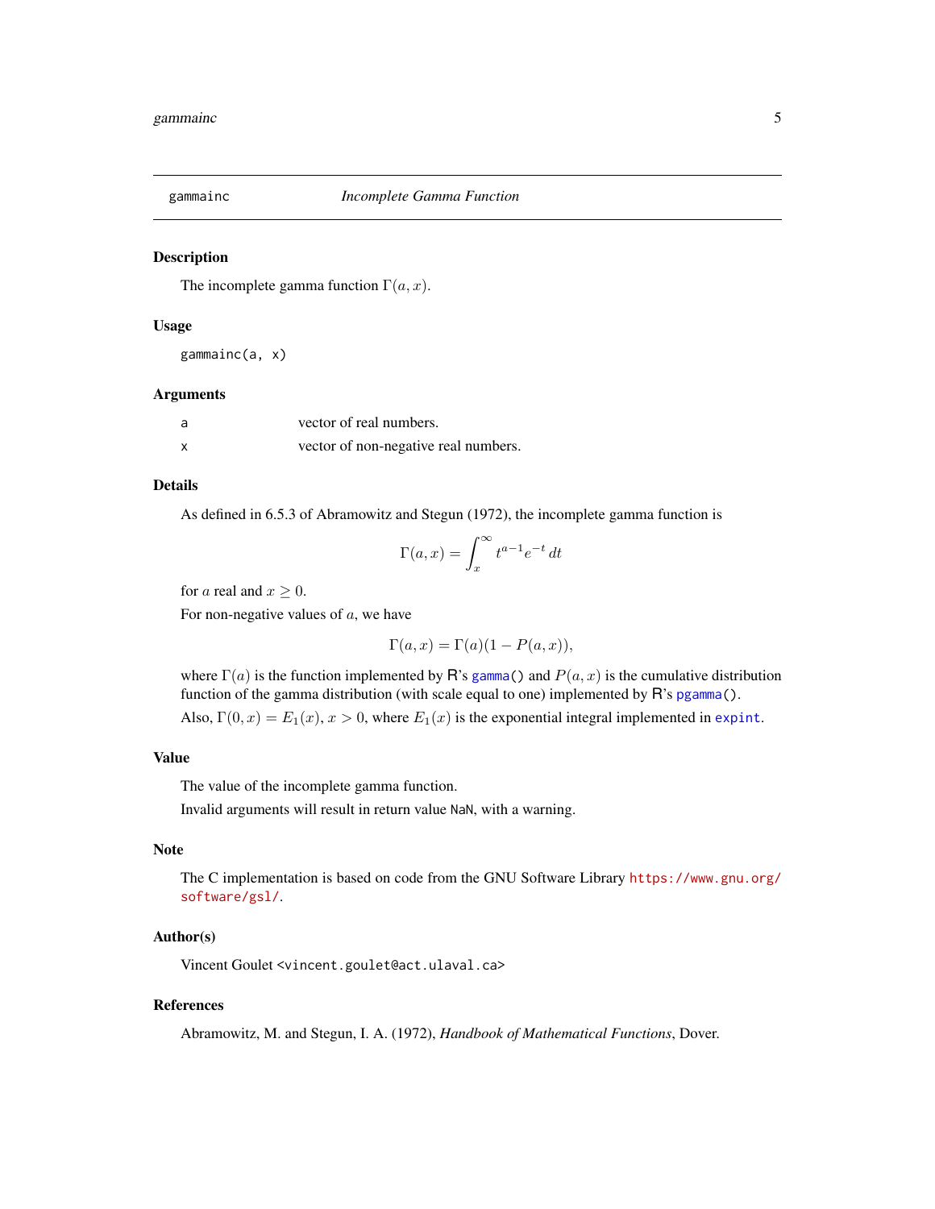## gammainc — *Incomplete Gamma Function*

### Description

The incomplete gamma function $\Gamma(a, x)$.

### Usage

```
gammainc(a, x)
```

### Arguments

| | |
|---|---|
| `a` | vector of real numbers. |
| `x` | vector of non-negative real numbers. |

### Details

As defined in 6.5.3 of Abramowitz and Stegun (1972), the incomplete gamma function is

$$\Gamma(a, x) = \int_x^\infty t^{a-1} e^{-t} \, dt$$

for $a$ real and $x \geq 0$.

For non-negative values of $a$, we have

$$\Gamma(a, x) = \Gamma(a)(1 - P(a, x)),$$

where $\Gamma(a)$ is the function implemented by R's `gamma()` and $P(a, x)$ is the cumulative distribution function of the gamma distribution (with scale equal to one) implemented by R's `pgamma()`.

Also, $\Gamma(0, x) = E_1(x)$, $x > 0$, where $E_1(x)$ is the exponential integral implemented in `expint`.

### Value

The value of the incomplete gamma function.

Invalid arguments will result in return value `NaN`, with a warning.

### Note

The C implementation is based on code from the GNU Software Library https://www.gnu.org/software/gsl/.

### Author(s)

Vincent Goulet <vincent.goulet@act.ulaval.ca>

### References

Abramowitz, M. and Stegun, I. A. (1972), *Handbook of Mathematical Functions*, Dover.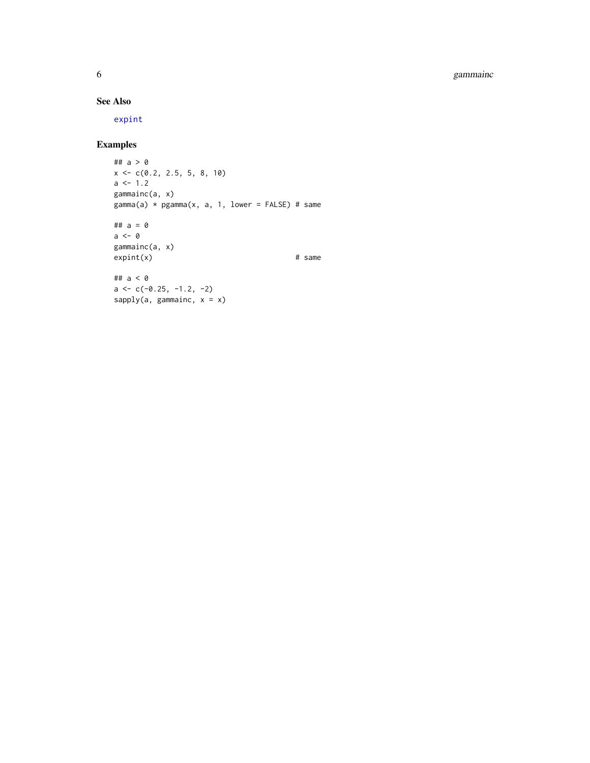## See Also

expint

## Examples

```
## a > 0
x <- c(0.2, 2.5, 5, 8, 10)
a <- 1.2
gammainc(a, x)
gamma(a) * pgamma(x, a, 1, lower = FALSE) # same

## a = 0
a <- 0
gammainc(a, x)
expint(x)                                 # same

## a < 0
a <- c(-0.25, -1.2, -2)
sapply(a, gammainc, x = x)
```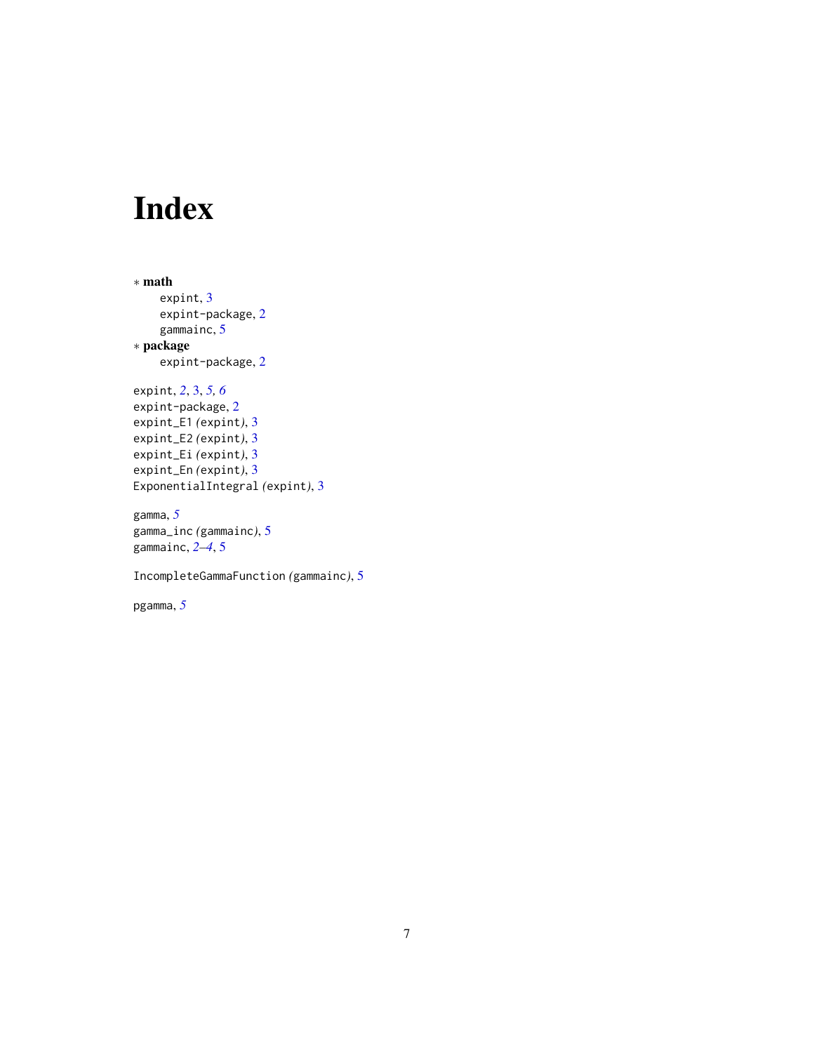# Index

∗ **math**
- expint, 3
- expint-package, 2
- gammainc, 5

∗ **package**
- expint-package, 2

expint, *2*, 3, *5, 6*
expint-package, 2
expint_E1 *(*expint*)*, 3
expint_E2 *(*expint*)*, 3
expint_Ei *(*expint*)*, 3
expint_En *(*expint*)*, 3
ExponentialIntegral *(*expint*)*, 3

gamma, *5*
gamma_inc *(*gammainc*)*, 5
gammainc, *2–4*, 5

IncompleteGammaFunction *(*gammainc*)*, 5

pgamma, *5*